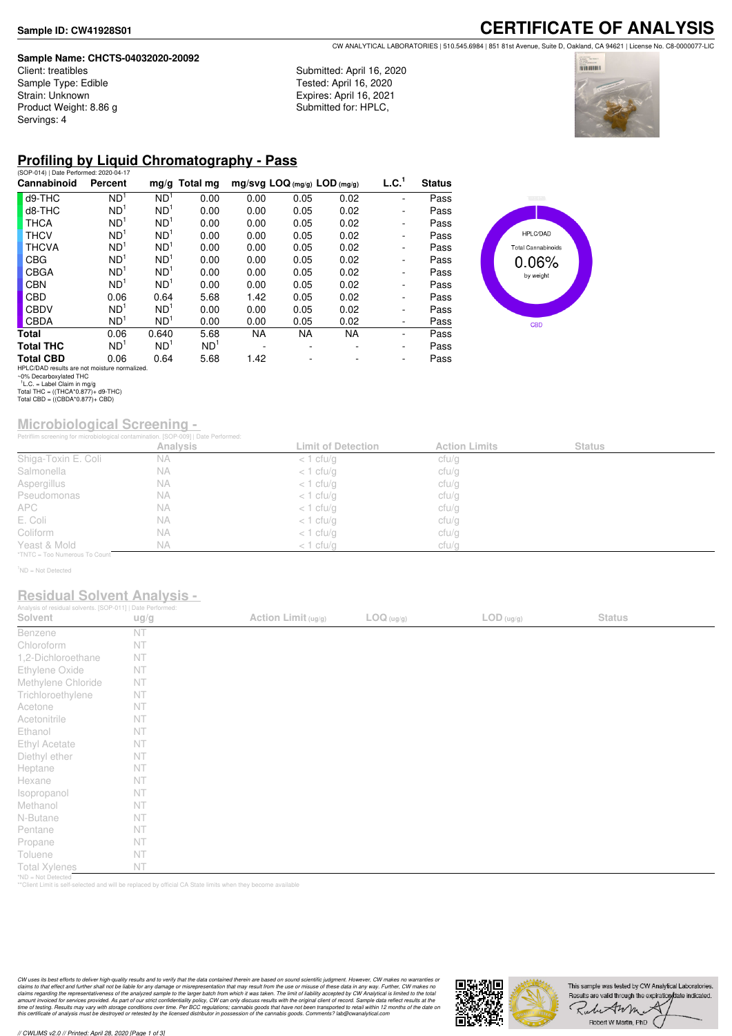**Sample ID: CW41928S01**

# CERTIFICATE OF ANALYSIS

CW ANALYTICAL LABORATORIES | 510.545.6984 | 851 81st Avenue, Suite D, Oakland, CA 94621 | License No. C8-0000077-LIC

**Sample Name: CHCTS-04032020-20092**
Client: treatibles
Sample Type: Edible
Strain: Unknown
Product Weight: 8.86 g
Servings: 4

Submitted: April 16, 2020
Tested: April 16, 2020
Expires: April 16, 2021
Submitted for: HPLC,

## Profiling by Liquid Chromatography - Pass

(SOP-014) | Date Performed: 2020-04-17

| Cannabinoid | Percent | mg/g | Total mg | mg/svg | LOQ (mg/g) | LOD (mg/g) | L.C.[1] | Status |
|---|---|---|---|---|---|---|---|---|
| d9-THC | ND[1] | ND[1] | 0.00 | 0.00 | 0.05 | 0.02 | - | Pass |
| d8-THC | ND[1] | ND[1] | 0.00 | 0.00 | 0.05 | 0.02 | - | Pass |
| THCA | ND[1] | ND[1] | 0.00 | 0.00 | 0.05 | 0.02 | - | Pass |
| THCV | ND[1] | ND[1] | 0.00 | 0.00 | 0.05 | 0.02 | - | Pass |
| THCVA | ND[1] | ND[1] | 0.00 | 0.00 | 0.05 | 0.02 | - | Pass |
| CBG | ND[1] | ND[1] | 0.00 | 0.00 | 0.05 | 0.02 | - | Pass |
| CBGA | ND[1] | ND[1] | 0.00 | 0.00 | 0.05 | 0.02 | - | Pass |
| CBN | ND[1] | ND[1] | 0.00 | 0.00 | 0.05 | 0.02 | - | Pass |
| CBD | 0.06 | 0.64 | 5.68 | 1.42 | 0.05 | 0.02 | - | Pass |
| CBDV | ND[1] | ND[1] | 0.00 | 0.00 | 0.05 | 0.02 | - | Pass |
| CBDA | ND[1] | ND[1] | 0.00 | 0.00 | 0.05 | 0.02 | - | Pass |
| **Total** | 0.06 | 0.640 | 5.68 | NA | NA | NA | - | Pass |
| **Total THC** | ND[1] | ND[1] | ND[1] | - | - | - | - | Pass |
| **Total CBD** | 0.06 | 0.64 | 5.68 | 1.42 | - | - | - | Pass |

HPLC/DAD results are not moisture normalized.
~0% Decarboxylated THC
[1]L.C. = Label Claim in mg/g
Total THC = ((THCA*0.877)+ d9-THC)
Total CBD = ((CBDA*0.877)+ CBD)

HPLC/DAD
Total Cannabinoids
0.06%
by weight
CBD

## Microbiological Screening -

Petrifilm screening for microbiological contamination. [SOP-009] | Date Performed:

| | Analysis | Limit of Detection | Action Limits | Status |
|---|---|---|---|---|
| Shiga-Toxin E. Coli | NA | < 1 cfu/g | cfu/g | |
| Salmonella | NA | < 1 cfu/g | cfu/g | |
| Aspergillus | NA | < 1 cfu/g | cfu/g | |
| Pseudomonas | NA | < 1 cfu/g | cfu/g | |
| APC | NA | < 1 cfu/g | cfu/g | |
| E. Coli | NA | < 1 cfu/g | cfu/g | |
| Coliform | NA | < 1 cfu/g | cfu/g | |
| Yeast & Mold | NA | < 1 cfu/g | cfu/g | |

*TNTC = Too Numerous To Count

[1]ND = Not Detected

## Residual Solvent Analysis -

Analysis of residual solvents. [SOP-011] | Date Performed:

| Solvent | ug/g | Action Limit (ug/g) | LOQ (ug/g) | LOD (ug/g) | Status |
|---|---|---|---|---|---|
| Benzene | NT | | | | |
| Chloroform | NT | | | | |
| 1,2-Dichloroethane | NT | | | | |
| Ethylene Oxide | NT | | | | |
| Methylene Chloride | NT | | | | |
| Trichloroethylene | NT | | | | |
| Acetone | NT | | | | |
| Acetonitrile | NT | | | | |
| Ethanol | NT | | | | |
| Ethyl Acetate | NT | | | | |
| Diethyl ether | NT | | | | |
| Heptane | NT | | | | |
| Hexane | NT | | | | |
| Isopropanol | NT | | | | |
| Methanol | NT | | | | |
| N-Butane | NT | | | | |
| Pentane | NT | | | | |
| Propane | NT | | | | |
| Toluene | NT | | | | |
| Total Xylenes | NT | | | | |

*ND = Not Detected
**Client Limit is self-selected and will be replaced by official CA State limits when they become available

*CW uses its best efforts to deliver high-quality results and to verify that the data contained therein are based on sound scientific judgment. However, CW makes no warranties or claims to that effect and further shall not be liable for any damage or misrepresentation that may result from the use or misuse of these data in any way. Further, CW makes no claims regarding the representativeness of the analyzed sample to the larger batch from which it was taken. The limit of liability accepted by CW Analytical is limited to the total amount invoiced for services provided. As part of our strict confidentiality policy, CW can only discuss results with the original client of record. Sample data reflect results at the time of testing. Results may vary with storage conditions over time. Per BCC regulations; cannabis goods that have not been transported to retail within 12 months of the date on this certificate of analysis must be destroyed or retested by the licensed distributor in possession of the cannabis goods. Comments? lab@cwanalytical.com*

This sample was tested by CW Analytical Laboratories. Results are valid through the expiration date indicated.
Robert W Martin, PhD

// CWLIMS v2.0 // Printed: April 28, 2020 [Page 1 of 3]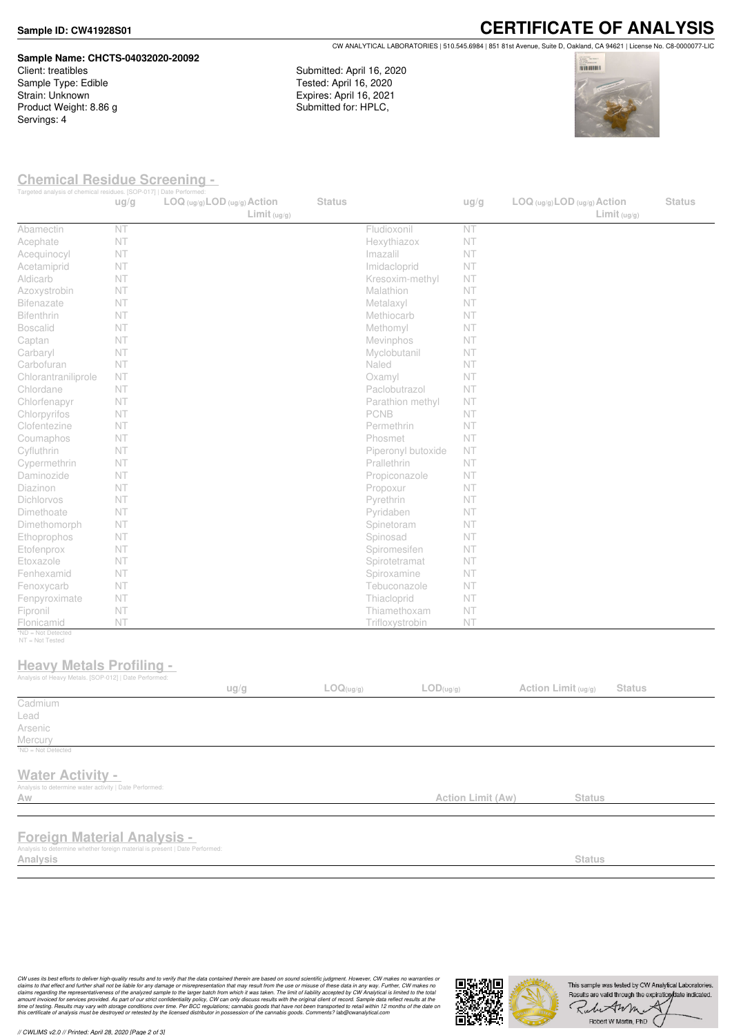**Sample ID: CW41928S01**

# CERTIFICATE OF ANALYSIS

CW ANALYTICAL LABORATORIES | 510.545.6984 | 851 81st Avenue, Suite D, Oakland, CA 94621 | License No. C8-0000077-LIC

**Sample Name: CHCTS-04032020-20092**
Client: treatibles
Sample Type: Edible
Strain: Unknown
Product Weight: 8.86 g
Servings: 4

Submitted: April 16, 2020
Tested: April 16, 2020
Expires: April 16, 2021
Submitted for: HPLC,

## Chemical Residue Screening -

Targeted analysis of chemical residues. [SOP-017] | Date Performed:

| | ug/g | LOQ (ug/g) | LOD (ug/g) | Action Limit (ug/g) | Status | | ug/g | LOQ (ug/g) | LOD (ug/g) | Action Limit (ug/g) | Status |
|---|---|---|---|---|---|---|---|---|---|---|---|
| Abamectin | NT | | | | | Fludioxonil | NT | | | | |
| Acephate | NT | | | | | Hexythiazox | NT | | | | |
| Acequinocyl | NT | | | | | Imazalil | NT | | | | |
| Acetamiprid | NT | | | | | Imidacloprid | NT | | | | |
| Aldicarb | NT | | | | | Kresoxim-methyl | NT | | | | |
| Azoxystrobin | NT | | | | | Malathion | NT | | | | |
| Bifenazate | NT | | | | | Metalaxyl | NT | | | | |
| Bifenthrin | NT | | | | | Methiocarb | NT | | | | |
| Boscalid | NT | | | | | Methomyl | NT | | | | |
| Captan | NT | | | | | Mevinphos | NT | | | | |
| Carbaryl | NT | | | | | Myclobutanil | NT | | | | |
| Carbofuran | NT | | | | | Naled | NT | | | | |
| Chlorantraniliprole | NT | | | | | Oxamyl | NT | | | | |
| Chlordane | NT | | | | | Paclobutrazol | NT | | | | |
| Chlorfenapyr | NT | | | | | Parathion methyl | NT | | | | |
| Chlorpyrifos | NT | | | | | PCNB | NT | | | | |
| Clofentezine | NT | | | | | Permethrin | NT | | | | |
| Coumaphos | NT | | | | | Phosmet | NT | | | | |
| Cyfluthrin | NT | | | | | Piperonyl butoxide | NT | | | | |
| Cypermethrin | NT | | | | | Prallethrin | NT | | | | |
| Daminozide | NT | | | | | Propiconazole | NT | | | | |
| Diazinon | NT | | | | | Propoxur | NT | | | | |
| Dichlorvos | NT | | | | | Pyrethrin | NT | | | | |
| Dimethoate | NT | | | | | Pyridaben | NT | | | | |
| Dimethomorph | NT | | | | | Spinetoram | NT | | | | |
| Ethoprophos | NT | | | | | Spinosad | NT | | | | |
| Etofenprox | NT | | | | | Spiromesifen | NT | | | | |
| Etoxazole | NT | | | | | Spirotetramat | NT | | | | |
| Fenhexamid | NT | | | | | Spiroxamine | NT | | | | |
| Fenoxycarb | NT | | | | | Tebuconazole | NT | | | | |
| Fenpyroximate | NT | | | | | Thiacloprid | NT | | | | |
| Fipronil | NT | | | | | Thiamethoxam | NT | | | | |
| Flonicamid | NT | | | | | Trifloxystrobin | NT | | | | |

*ND = Not Detected
NT = Not Tested

## Heavy Metals Profiling -

Analysis of Heavy Metals. [SOP-012] | Date Performed:

| | ug/g | LOQ(ug/g) | LOD(ug/g) | Action Limit (ug/g) | Status |
|---|---|---|---|---|---|
| Cadmium | | | | | |
| Lead | | | | | |
| Arsenic | | | | | |
| Mercury | | | | | |

*ND = Not Detected

## Water Activity -

Analysis to determine water activity | Date Performed:

| Aw | Action Limit (Aw) | Status |
|---|---|---|

## Foreign Material Analysis -

Analysis to determine whether foreign material is present | Date Performed:

| Analysis | Status |
|---|---|

*CW uses its best efforts to deliver high-quality results and to verify that the data contained therein are based on sound scientific judgment. However, CW makes no warranties or claims to that effect and further shall not be liable for any damage or misrepresentation that may result from the use or misuse of these data in any way. Further, CW makes no claims regarding the representativeness of the analyzed sample to the larger batch from which it was taken. The limit of liability accepted by CW Analytical is limited to the total amount invoiced for services provided. As part of our strict confidentiality policy, CW can only discuss results with the original client of record. Sample data reflect results at the time of testing. Results may vary with storage conditions over time. Per BCC regulations; cannabis goods that have not been transported to retail within 12 months of the date on this certificate of analysis must be destroyed or retested by the licensed distributor in possession of the cannabis goods. Comments? lab@cwanalytical.com*

This sample was tested by CW Analytical Laboratories. Results are valid through the expiration date indicated.

Robert W Martin, PhD

// CWLIMS v2.0 // Printed: April 28, 2020 [Page 2 of 3]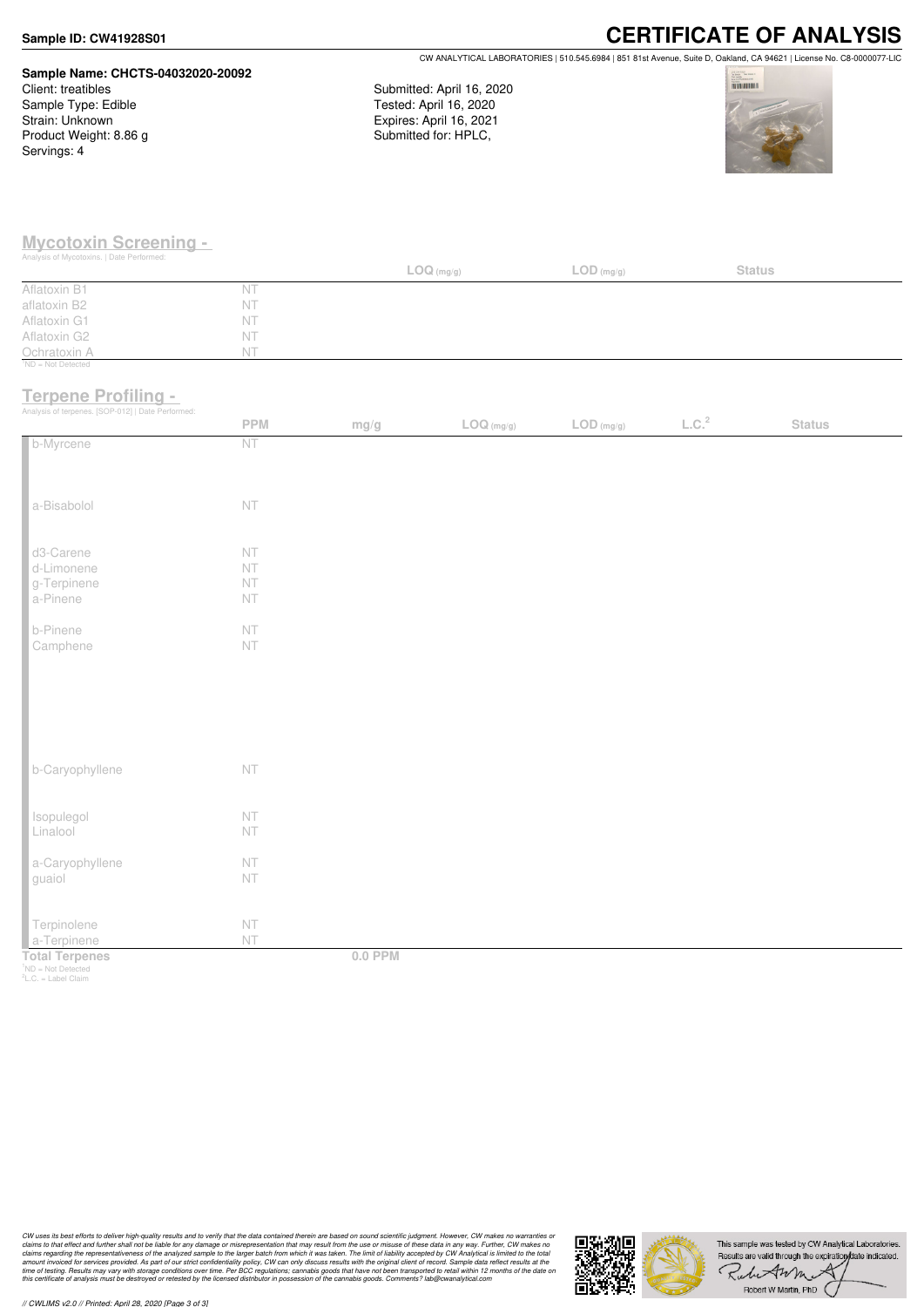**Sample ID: CW41928S01**

# CERTIFICATE OF ANALYSIS

CW ANALYTICAL LABORATORIES | 510.545.6984 | 851 81st Avenue, Suite D, Oakland, CA 94621 | License No. C8-0000077-LIC

**Sample Name: CHCTS-04032020-20092**
Client: treatibles
Sample Type: Edible
Strain: Unknown
Product Weight: 8.86 g
Servings: 4

Submitted: April 16, 2020
Tested: April 16, 2020
Expires: April 16, 2021
Submitted for: HPLC,

## Mycotoxin Screening -

Analysis of Mycotoxins. | Date Performed:

| | | LOQ (mg/g) | LOD (mg/g) | Status |
|---|---|---|---|---|
| Aflatoxin B1 | NT | | | |
| aflatoxin B2 | NT | | | |
| Aflatoxin G1 | NT | | | |
| Aflatoxin G2 | NT | | | |
| Ochratoxin A | NT | | | |

[1]ND = Not Detected

## Terpene Profiling -

Analysis of terpenes. [SOP-012] | Date Performed:

| | PPM | mg/g | LOQ (mg/g) | LOD (mg/g) | L.C.[2] | Status |
|---|---|---|---|---|---|---|
| b-Myrcene | NT | | | | | |
| a-Bisabolol | NT | | | | | |
| d3-Carene | NT | | | | | |
| d-Limonene | NT | | | | | |
| g-Terpinene | NT | | | | | |
| a-Pinene | NT | | | | | |
| b-Pinene | NT | | | | | |
| Camphene | NT | | | | | |
| b-Caryophyllene | NT | | | | | |
| Isopulegol | NT | | | | | |
| Linalool | NT | | | | | |
| a-Caryophyllene | NT | | | | | |
| guaiol | NT | | | | | |
| Terpinolene | NT | | | | | |
| a-Terpinene | NT | | | | | |
| **Total Terpenes** | | **0.0 PPM** | | | | |

[1]ND = Not Detected
[2]L.C. = Label Claim

*CW uses its best efforts to deliver high-quality results and to verify that the data contained therein are based on sound scientific judgment. However, CW makes no warranties or claims to that effect and further shall not be liable for any damage or misrepresentation that may result from the use or misuse of these data in any way. Further, CW makes no claims regarding the representativeness of the analyzed sample to the larger batch from which it was taken. The limit of liability accepted by CW Analytical is limited to the total amount invoiced for services provided. As part of our strict confidentiality policy, CW can only discuss results with the original client of record. Sample data reflect results at the time of testing. Results may vary with storage conditions over time. Per BCC regulations; cannabis goods that have not been transported to retail within 12 months of the date on this certificate of analysis must be destroyed or retested by the licensed distributor in possession of the cannabis goods. Comments? lab@cwanalytical.com*

This sample was tested by CW Analytical Laboratories. Results are valid through the expiration date indicated.

Robert W Martin, PhD

// CWLIMS v2.0 // Printed: April 28, 2020 [Page 3 of 3]